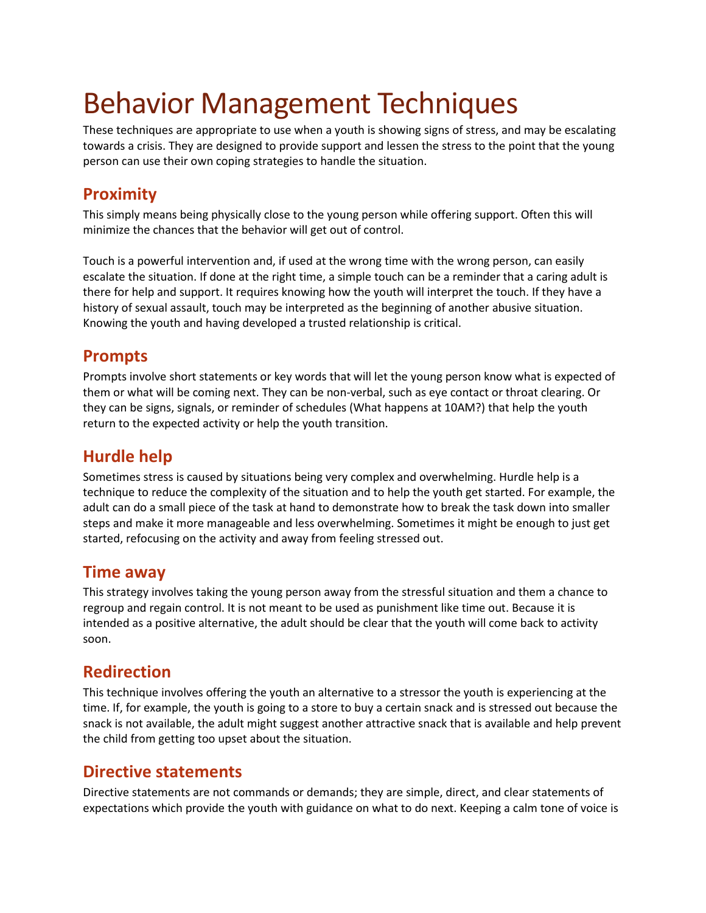# Behavior Management Techniques

These techniques are appropriate to use when a youth is showing signs of stress, and may be escalating towards a crisis. They are designed to provide support and lessen the stress to the point that the young person can use their own coping strategies to handle the situation.

## Proximity

This simply means being physically close to the young person while offering support. Often this will minimize the chances that the behavior will get out of control.

Touch is a powerful intervention and, if used at the wrong time with the wrong person, can easily escalate the situation. If done at the right time, a simple touch can be a reminder that a caring adult is there for help and support. It requires knowing how the youth will interpret the touch. If they have a history of sexual assault, touch may be interpreted as the beginning of another abusive situation. Knowing the youth and having developed a trusted relationship is critical.

## Prompts

Prompts involve short statements or key words that will let the young person know what is expected of them or what will be coming next. They can be non-verbal, such as eye contact or throat clearing. Or they can be signs, signals, or reminder of schedules (What happens at 10AM?) that help the youth return to the expected activity or help the youth transition.

## Hurdle help

Sometimes stress is caused by situations being very complex and overwhelming. Hurdle help is a technique to reduce the complexity of the situation and to help the youth get started. For example, the adult can do a small piece of the task at hand to demonstrate how to break the task down into smaller steps and make it more manageable and less overwhelming. Sometimes it might be enough to just get started, refocusing on the activity and away from feeling stressed out.

## Time away

This strategy involves taking the young person away from the stressful situation and them a chance to regroup and regain control. It is not meant to be used as punishment like time out. Because it is intended as a positive alternative, the adult should be clear that the youth will come back to activity soon.

## Redirection

This technique involves offering the youth an alternative to a stressor the youth is experiencing at the time. If, for example, the youth is going to a store to buy a certain snack and is stressed out because the snack is not available, the adult might suggest another attractive snack that is available and help prevent the child from getting too upset about the situation.

## Directive statements

Directive statements are not commands or demands; they are simple, direct, and clear statements of expectations which provide the youth with guidance on what to do next. Keeping a calm tone of voice is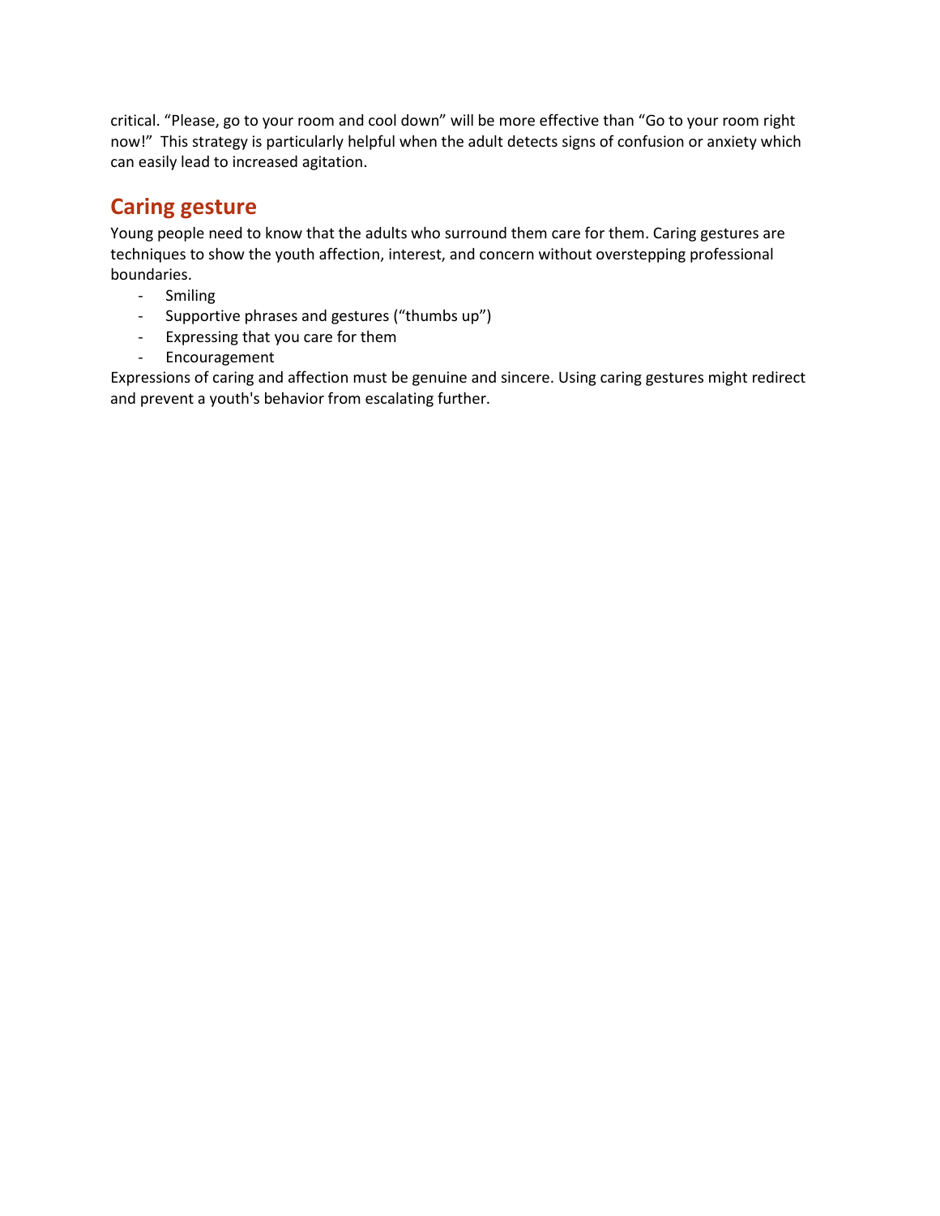critical. “Please, go to your room and cool down” will be more effective than “Go to your room right now!” This strategy is particularly helpful when the adult detects signs of confusion or anxiety which can easily lead to increased agitation.

## Caring gesture

Young people need to know that the adults who surround them care for them. Caring gestures are techniques to show the youth affection, interest, and concern without overstepping professional boundaries.

- Smiling
- Supportive phrases and gestures (“thumbs up”)
- Expressing that you care for them
- Encouragement

Expressions of caring and affection must be genuine and sincere. Using caring gestures might redirect and prevent a youth's behavior from escalating further.